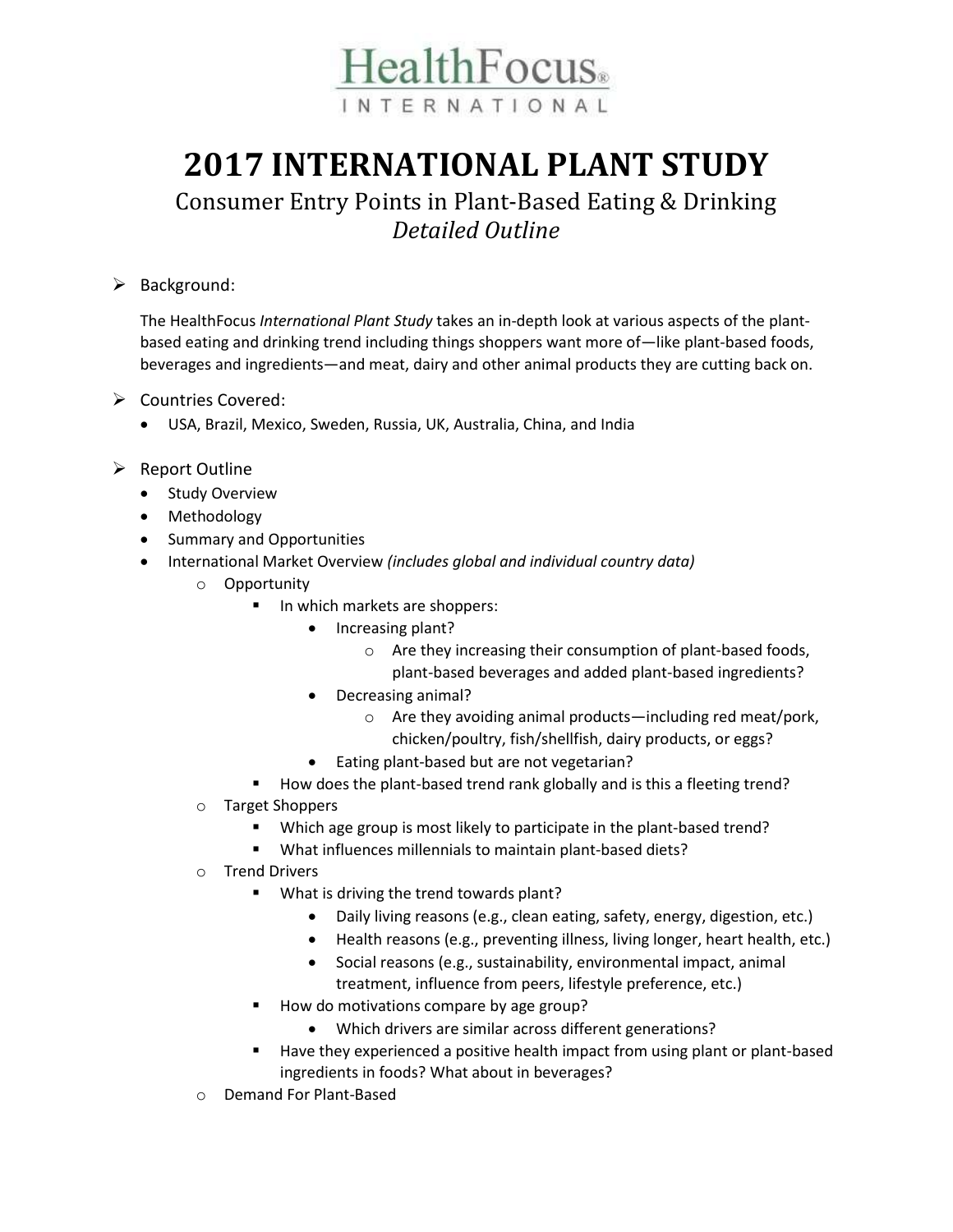HealthFocus®
INTERNATIONAL

# 2017 INTERNATIONAL PLANT STUDY

## Consumer Entry Points in Plant-Based Eating & Drinking
### *Detailed Outline*

- Background:

  The HealthFocus *International Plant Study* takes an in-depth look at various aspects of the plant-based eating and drinking trend including things shoppers want more of—like plant-based foods, beverages and ingredients—and meat, dairy and other animal products they are cutting back on.

- Countries Covered:
  - USA, Brazil, Mexico, Sweden, Russia, UK, Australia, China, and India

- Report Outline
  - Study Overview
  - Methodology
  - Summary and Opportunities
  - International Market Overview *(includes global and individual country data)*
    - Opportunity
      - In which markets are shoppers:
        - Increasing plant?
          - Are they increasing their consumption of plant-based foods, plant-based beverages and added plant-based ingredients?
        - Decreasing animal?
          - Are they avoiding animal products—including red meat/pork, chicken/poultry, fish/shellfish, dairy products, or eggs?
        - Eating plant-based but are not vegetarian?
      - How does the plant-based trend rank globally and is this a fleeting trend?
    - Target Shoppers
      - Which age group is most likely to participate in the plant-based trend?
      - What influences millennials to maintain plant-based diets?
    - Trend Drivers
      - What is driving the trend towards plant?
        - Daily living reasons (e.g., clean eating, safety, energy, digestion, etc.)
        - Health reasons (e.g., preventing illness, living longer, heart health, etc.)
        - Social reasons (e.g., sustainability, environmental impact, animal treatment, influence from peers, lifestyle preference, etc.)
      - How do motivations compare by age group?
        - Which drivers are similar across different generations?
      - Have they experienced a positive health impact from using plant or plant-based ingredients in foods? What about in beverages?
    - Demand For Plant-Based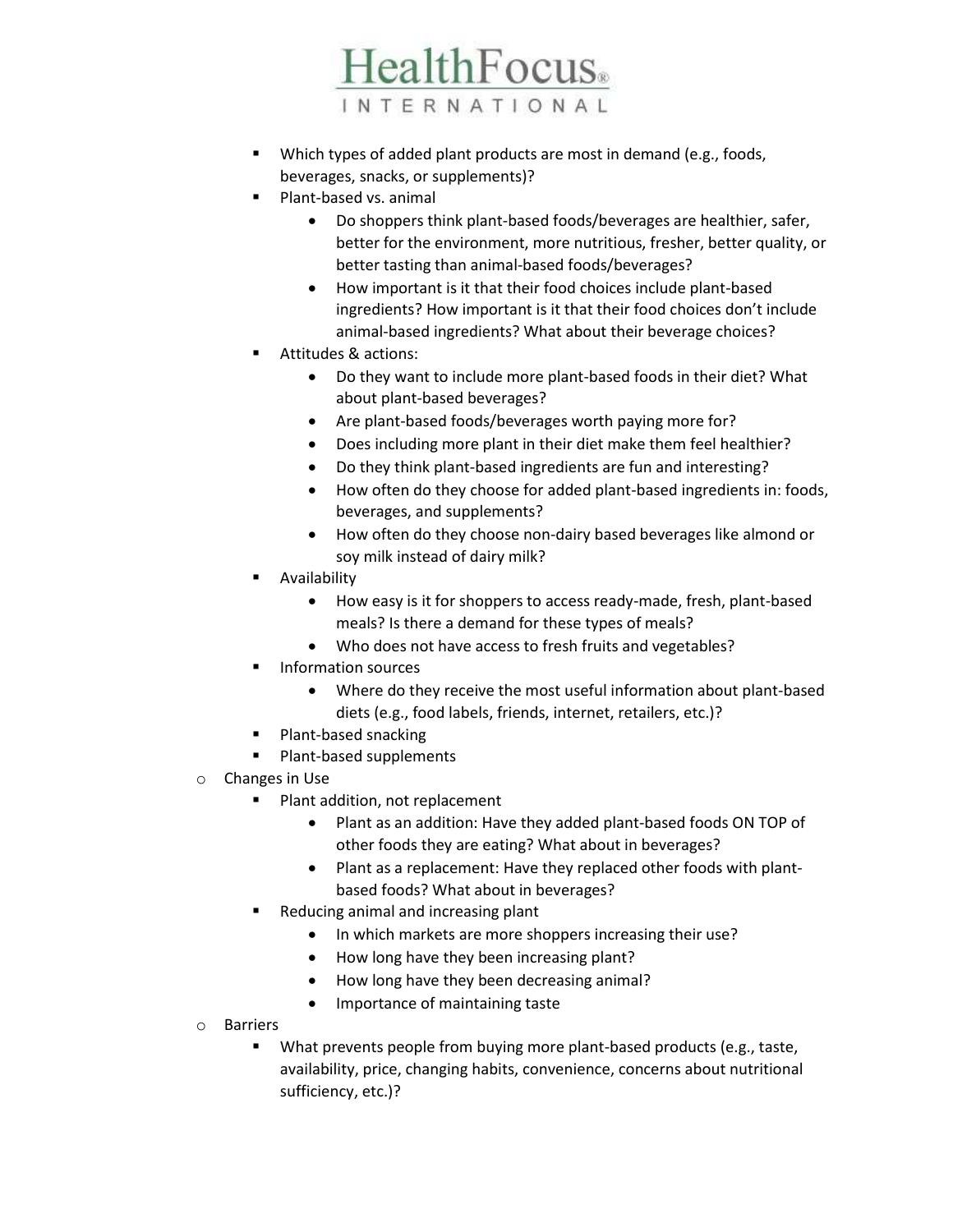- Which types of added plant products are most in demand (e.g., foods, beverages, snacks, or supplements)?
    - Plant-based vs. animal
        - Do shoppers think plant-based foods/beverages are healthier, safer, better for the environment, more nutritious, fresher, better quality, or better tasting than animal-based foods/beverages?
        - How important is it that their food choices include plant-based ingredients? How important is it that their food choices don't include animal-based ingredients? What about their beverage choices?
    - Attitudes & actions:
        - Do they want to include more plant-based foods in their diet? What about plant-based beverages?
        - Are plant-based foods/beverages worth paying more for?
        - Does including more plant in their diet make them feel healthier?
        - Do they think plant-based ingredients are fun and interesting?
        - How often do they choose for added plant-based ingredients in: foods, beverages, and supplements?
        - How often do they choose non-dairy based beverages like almond or soy milk instead of dairy milk?
    - Availability
        - How easy is it for shoppers to access ready-made, fresh, plant-based meals? Is there a demand for these types of meals?
        - Who does not have access to fresh fruits and vegetables?
    - Information sources
        - Where do they receive the most useful information about plant-based diets (e.g., food labels, friends, internet, retailers, etc.)?
    - Plant-based snacking
    - Plant-based supplements
- Changes in Use
    - Plant addition, not replacement
        - Plant as an addition: Have they added plant-based foods ON TOP of other foods they are eating? What about in beverages?
        - Plant as a replacement: Have they replaced other foods with plant-based foods? What about in beverages?
    - Reducing animal and increasing plant
        - In which markets are more shoppers increasing their use?
        - How long have they been increasing plant?
        - How long have they been decreasing animal?
        - Importance of maintaining taste
- Barriers
    - What prevents people from buying more plant-based products (e.g., taste, availability, price, changing habits, convenience, concerns about nutritional sufficiency, etc.)?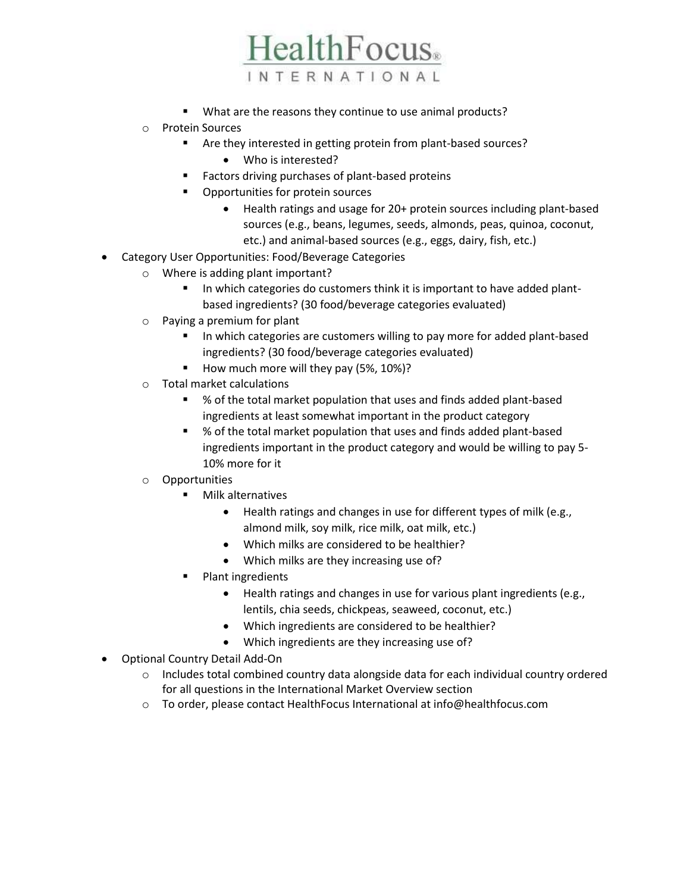- What are the reasons they continue to use animal products?
- Protein Sources
    - Are they interested in getting protein from plant-based sources?
        - Who is interested?
    - Factors driving purchases of plant-based proteins
    - Opportunities for protein sources
        - Health ratings and usage for 20+ protein sources including plant-based sources (e.g., beans, legumes, seeds, almonds, peas, quinoa, coconut, etc.) and animal-based sources (e.g., eggs, dairy, fish, etc.)

- Category User Opportunities: Food/Beverage Categories
    - Where is adding plant important?
        - In which categories do customers think it is important to have added plant-based ingredients? (30 food/beverage categories evaluated)
    - Paying a premium for plant
        - In which categories are customers willing to pay more for added plant-based ingredients? (30 food/beverage categories evaluated)
        - How much more will they pay (5%, 10%)?
    - Total market calculations
        - % of the total market population that uses and finds added plant-based ingredients at least somewhat important in the product category
        - % of the total market population that uses and finds added plant-based ingredients important in the product category and would be willing to pay 5-10% more for it
    - Opportunities
        - Milk alternatives
            - Health ratings and changes in use for different types of milk (e.g., almond milk, soy milk, rice milk, oat milk, etc.)
            - Which milks are considered to be healthier?
            - Which milks are they increasing use of?
        - Plant ingredients
            - Health ratings and changes in use for various plant ingredients (e.g., lentils, chia seeds, chickpeas, seaweed, coconut, etc.)
            - Which ingredients are considered to be healthier?
            - Which ingredients are they increasing use of?
- Optional Country Detail Add-On
    - Includes total combined country data alongside data for each individual country ordered for all questions in the International Market Overview section
    - To order, please contact HealthFocus International at info@healthfocus.com